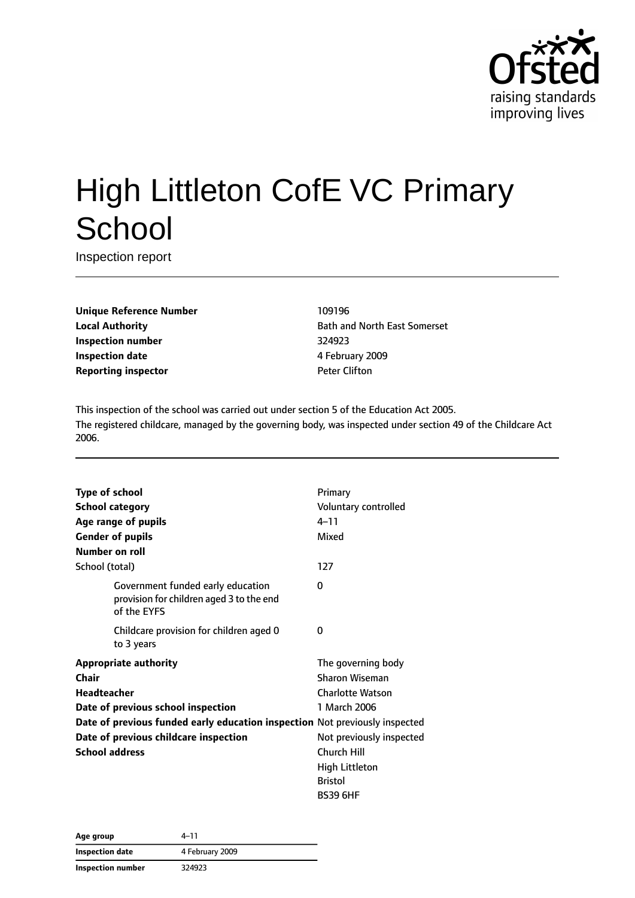# High Littleton CofE VC Primary School

Inspection report

| | |
|---|---|
| **Unique Reference Number** | 109196 |
| **Local Authority** | Bath and North East Somerset |
| **Inspection number** | 324923 |
| **Inspection date** | 4 February 2009 |
| **Reporting inspector** | Peter Clifton |

This inspection of the school was carried out under section 5 of the Education Act 2005.
The registered childcare, managed by the governing body, was inspected under section 49 of the Childcare Act 2006.

| | |
|---|---|
| **Type of school** | Primary |
| **School category** | Voluntary controlled |
| **Age range of pupils** | 4–11 |
| **Gender of pupils** | Mixed |
| **Number on roll** | |
| School (total) | 127 |
| Government funded early education provision for children aged 3 to the end of the EYFS | 0 |
| Childcare provision for children aged 0 to 3 years | 0 |
| **Appropriate authority** | The governing body |
| **Chair** | Sharon Wiseman |
| **Headteacher** | Charlotte Watson |
| **Date of previous school inspection** | 1 March 2006 |
| **Date of previous funded early education inspection** | Not previously inspected |
| **Date of previous childcare inspection** | Not previously inspected |
| **School address** | Church Hill<br>High Littleton<br>Bristol<br>BS39 6HF |

| | |
|---|---|
| **Age group** | 4–11 |
| **Inspection date** | 4 February 2009 |
| **Inspection number** | 324923 |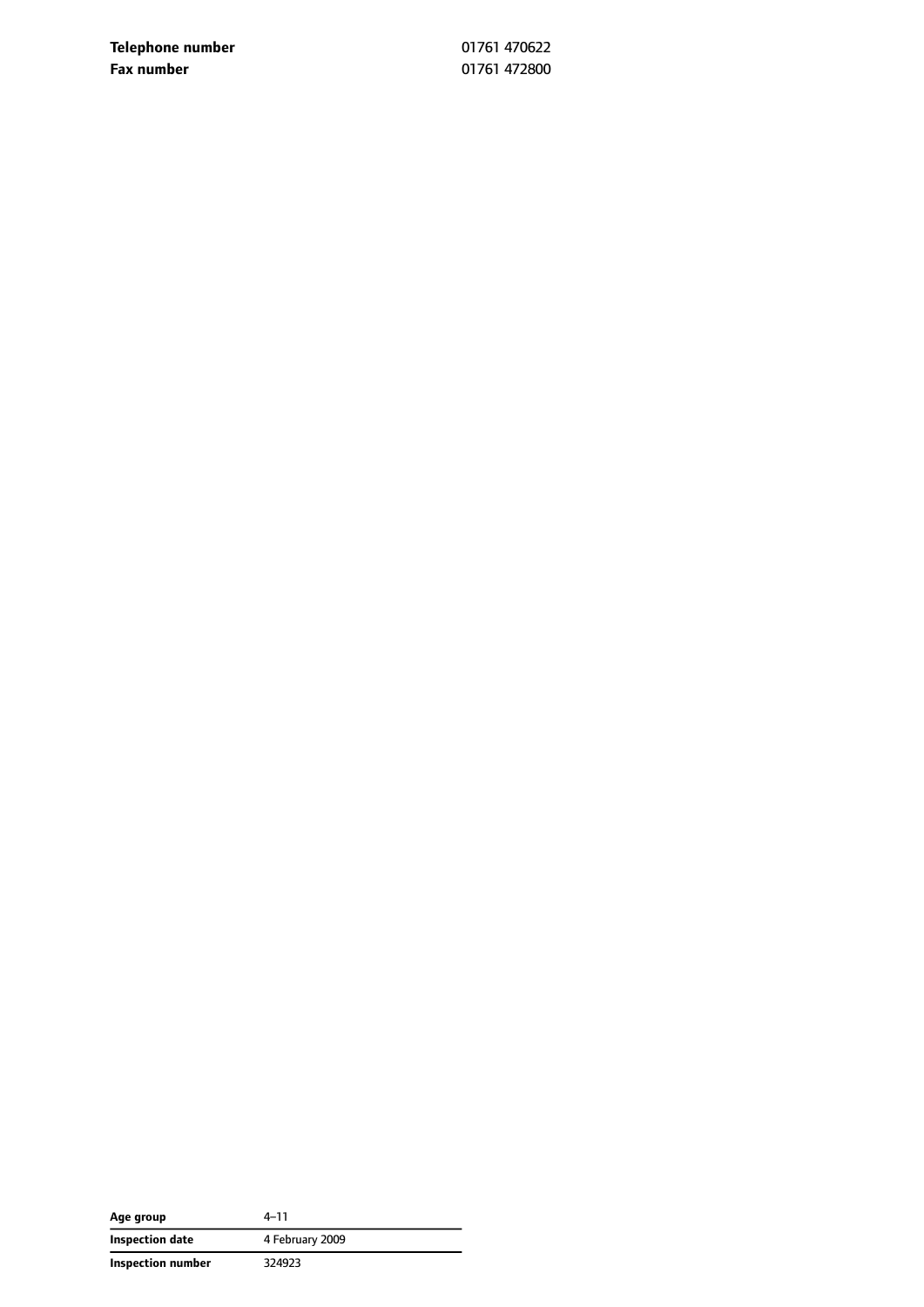| | |
|---|---|
| **Telephone number** | 01761 470622 |
| **Fax number** | 01761 472800 |

| | |
|---|---|
| **Age group** | 4–11 |
| **Inspection date** | 4 February 2009 |
| **Inspection number** | 324923 |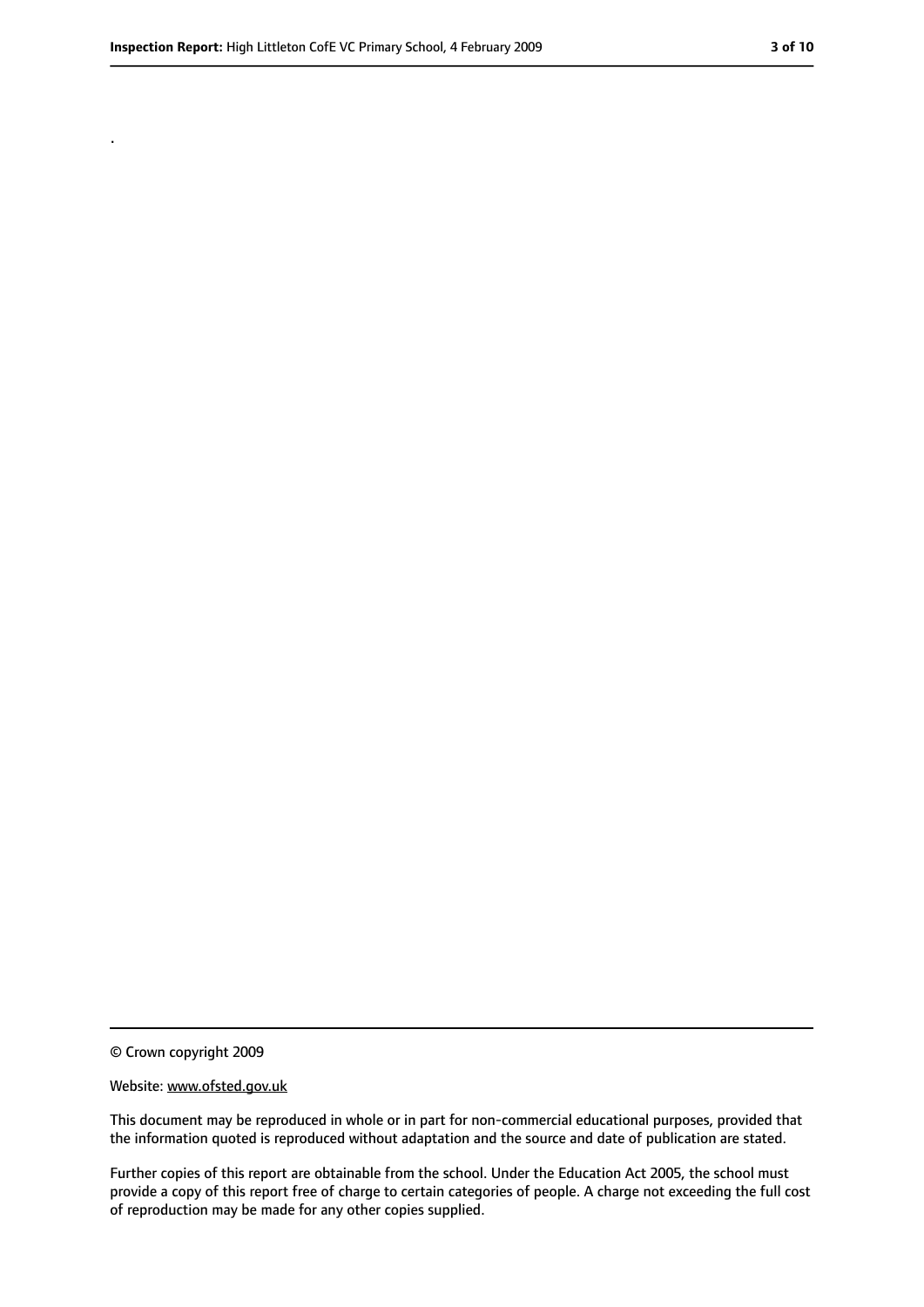.

© Crown copyright 2009

Website: www.ofsted.gov.uk

This document may be reproduced in whole or in part for non-commercial educational purposes, provided that the information quoted is reproduced without adaptation and the source and date of publication are stated.

Further copies of this report are obtainable from the school. Under the Education Act 2005, the school must provide a copy of this report free of charge to certain categories of people. A charge not exceeding the full cost of reproduction may be made for any other copies supplied.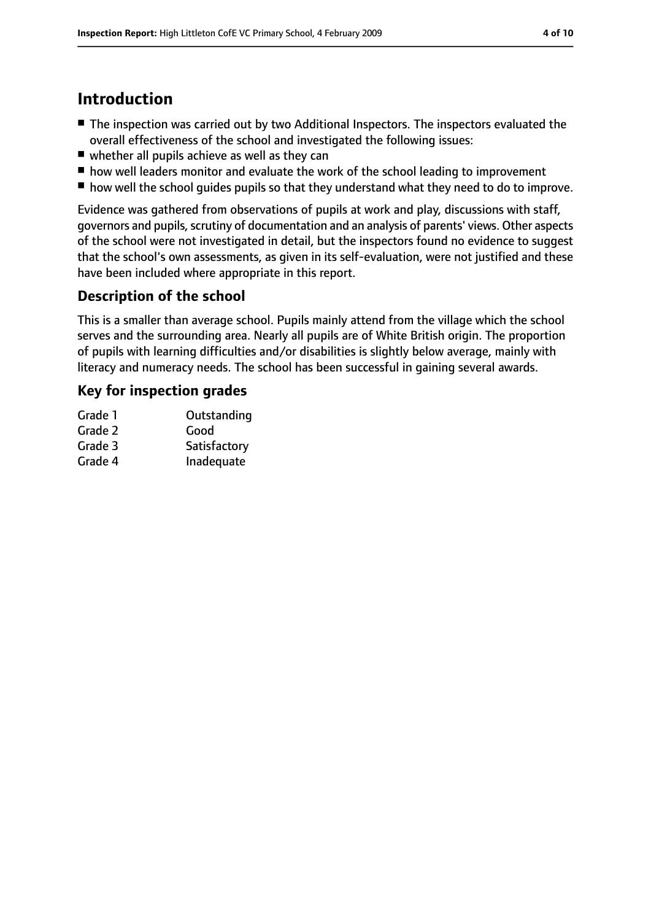## Introduction

- The inspection was carried out by two Additional Inspectors. The inspectors evaluated the overall effectiveness of the school and investigated the following issues:
- whether all pupils achieve as well as they can
- how well leaders monitor and evaluate the work of the school leading to improvement
- how well the school guides pupils so that they understand what they need to do to improve.

Evidence was gathered from observations of pupils at work and play, discussions with staff, governors and pupils, scrutiny of documentation and an analysis of parents' views. Other aspects of the school were not investigated in detail, but the inspectors found no evidence to suggest that the school's own assessments, as given in its self-evaluation, were not justified and these have been included where appropriate in this report.

### Description of the school

This is a smaller than average school. Pupils mainly attend from the village which the school serves and the surrounding area. Nearly all pupils are of White British origin. The proportion of pupils with learning difficulties and/or disabilities is slightly below average, mainly with literacy and numeracy needs. The school has been successful in gaining several awards.

### Key for inspection grades

| | |
|---|---|
| Grade 1 | Outstanding |
| Grade 2 | Good |
| Grade 3 | Satisfactory |
| Grade 4 | Inadequate |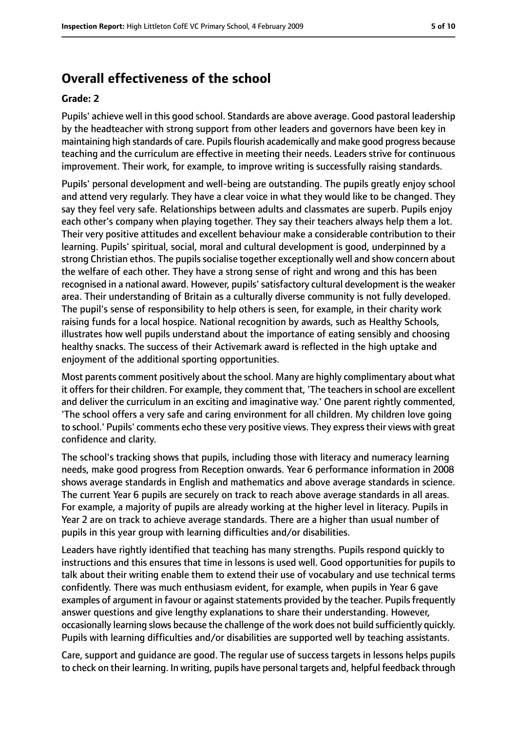## Overall effectiveness of the school

### Grade: 2

Pupils' achieve well in this good school. Standards are above average. Good pastoral leadership by the headteacher with strong support from other leaders and governors have been key in maintaining high standards of care. Pupils flourish academically and make good progress because teaching and the curriculum are effective in meeting their needs. Leaders strive for continuous improvement. Their work, for example, to improve writing is successfully raising standards.

Pupils' personal development and well-being are outstanding. The pupils greatly enjoy school and attend very regularly. They have a clear voice in what they would like to be changed. They say they feel very safe. Relationships between adults and classmates are superb. Pupils enjoy each other's company when playing together. They say their teachers always help them a lot. Their very positive attitudes and excellent behaviour make a considerable contribution to their learning. Pupils' spiritual, social, moral and cultural development is good, underpinned by a strong Christian ethos. The pupils socialise together exceptionally well and show concern about the welfare of each other. They have a strong sense of right and wrong and this has been recognised in a national award. However, pupils' satisfactory cultural development is the weaker area. Their understanding of Britain as a culturally diverse community is not fully developed. The pupil's sense of responsibility to help others is seen, for example, in their charity work raising funds for a local hospice. National recognition by awards, such as Healthy Schools, illustrates how well pupils understand about the importance of eating sensibly and choosing healthy snacks. The success of their Activemark award is reflected in the high uptake and enjoyment of the additional sporting opportunities.

Most parents comment positively about the school. Many are highly complimentary about what it offers for their children. For example, they comment that, 'The teachers in school are excellent and deliver the curriculum in an exciting and imaginative way.' One parent rightly commented, 'The school offers a very safe and caring environment for all children. My children love going to school.' Pupils' comments echo these very positive views. They express their views with great confidence and clarity.

The school's tracking shows that pupils, including those with literacy and numeracy learning needs, make good progress from Reception onwards. Year 6 performance information in 2008 shows average standards in English and mathematics and above average standards in science. The current Year 6 pupils are securely on track to reach above average standards in all areas. For example, a majority of pupils are already working at the higher level in literacy. Pupils in Year 2 are on track to achieve average standards. There are a higher than usual number of pupils in this year group with learning difficulties and/or disabilities.

Leaders have rightly identified that teaching has many strengths. Pupils respond quickly to instructions and this ensures that time in lessons is used well. Good opportunities for pupils to talk about their writing enable them to extend their use of vocabulary and use technical terms confidently. There was much enthusiasm evident, for example, when pupils in Year 6 gave examples of argument in favour or against statements provided by the teacher. Pupils frequently answer questions and give lengthy explanations to share their understanding. However, occasionally learning slows because the challenge of the work does not build sufficiently quickly. Pupils with learning difficulties and/or disabilities are supported well by teaching assistants.

Care, support and guidance are good. The regular use of success targets in lessons helps pupils to check on their learning. In writing, pupils have personal targets and, helpful feedback through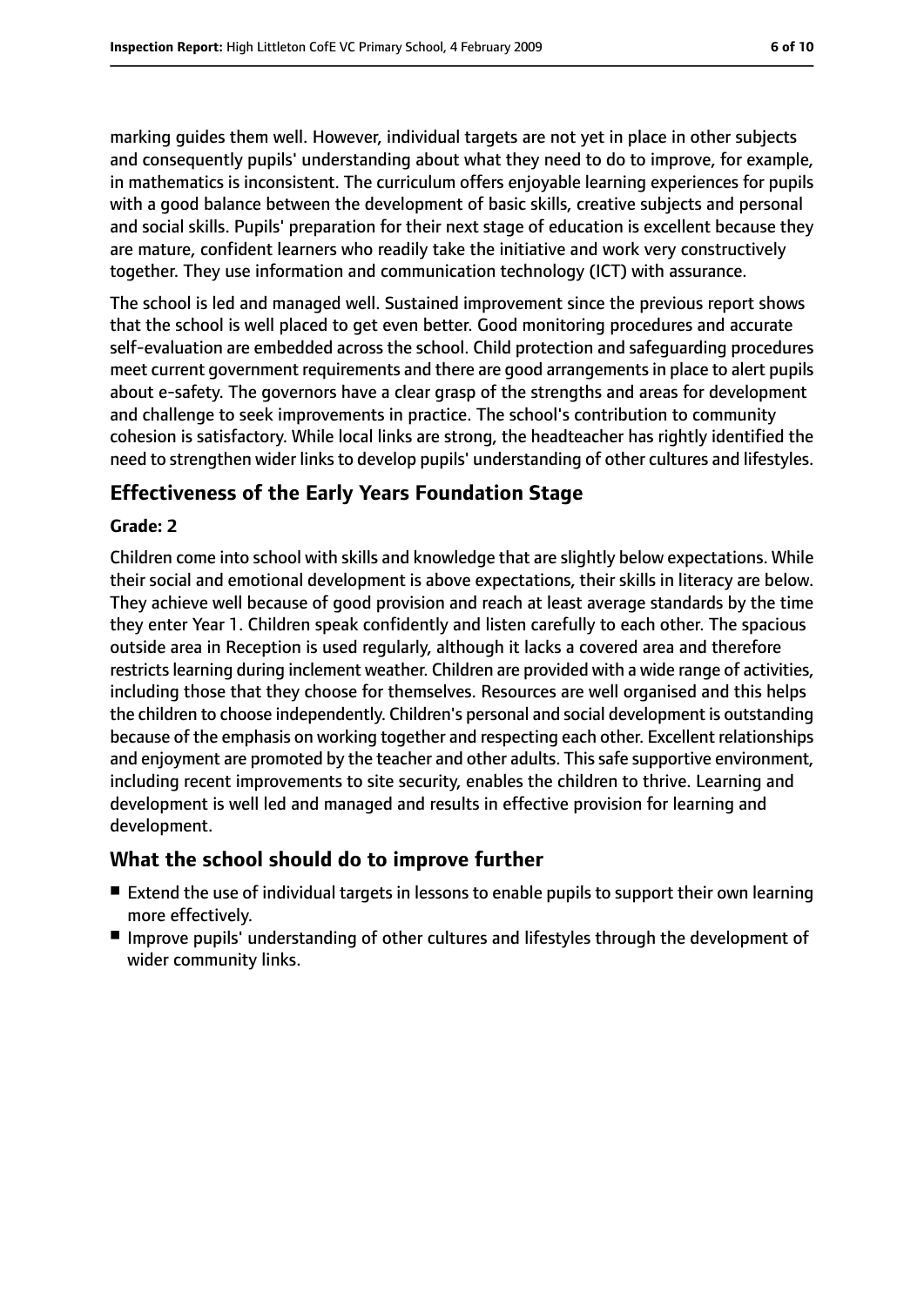marking guides them well. However, individual targets are not yet in place in other subjects and consequently pupils' understanding about what they need to do to improve, for example, in mathematics is inconsistent. The curriculum offers enjoyable learning experiences for pupils with a good balance between the development of basic skills, creative subjects and personal and social skills. Pupils' preparation for their next stage of education is excellent because they are mature, confident learners who readily take the initiative and work very constructively together. They use information and communication technology (ICT) with assurance.

The school is led and managed well. Sustained improvement since the previous report shows that the school is well placed to get even better. Good monitoring procedures and accurate self-evaluation are embedded across the school. Child protection and safeguarding procedures meet current government requirements and there are good arrangements in place to alert pupils about e-safety. The governors have a clear grasp of the strengths and areas for development and challenge to seek improvements in practice. The school's contribution to community cohesion is satisfactory. While local links are strong, the headteacher has rightly identified the need to strengthen wider links to develop pupils' understanding of other cultures and lifestyles.

## Effectiveness of the Early Years Foundation Stage

**Grade: 2**

Children come into school with skills and knowledge that are slightly below expectations. While their social and emotional development is above expectations, their skills in literacy are below. They achieve well because of good provision and reach at least average standards by the time they enter Year 1. Children speak confidently and listen carefully to each other. The spacious outside area in Reception is used regularly, although it lacks a covered area and therefore restricts learning during inclement weather. Children are provided with a wide range of activities, including those that they choose for themselves. Resources are well organised and this helps the children to choose independently. Children's personal and social development is outstanding because of the emphasis on working together and respecting each other. Excellent relationships and enjoyment are promoted by the teacher and other adults. This safe supportive environment, including recent improvements to site security, enables the children to thrive. Learning and development is well led and managed and results in effective provision for learning and development.

## What the school should do to improve further

- Extend the use of individual targets in lessons to enable pupils to support their own learning more effectively.
- Improve pupils' understanding of other cultures and lifestyles through the development of wider community links.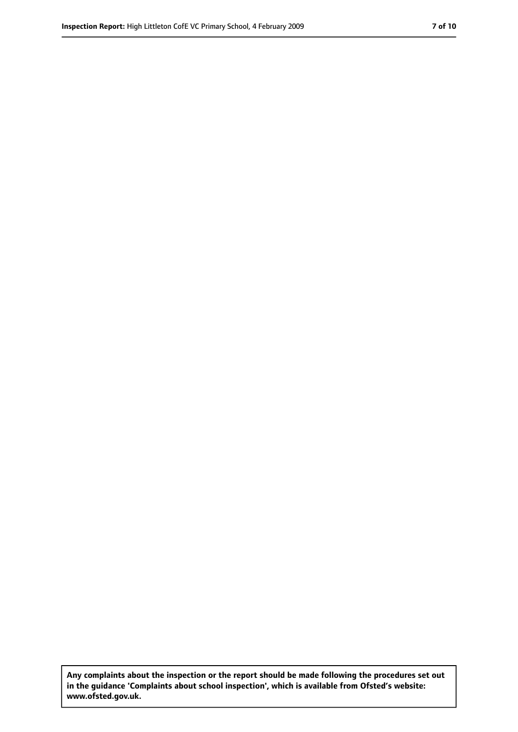**Any complaints about the inspection or the report should be made following the procedures set out in the guidance 'Complaints about school inspection', which is available from Ofsted's website: www.ofsted.gov.uk.**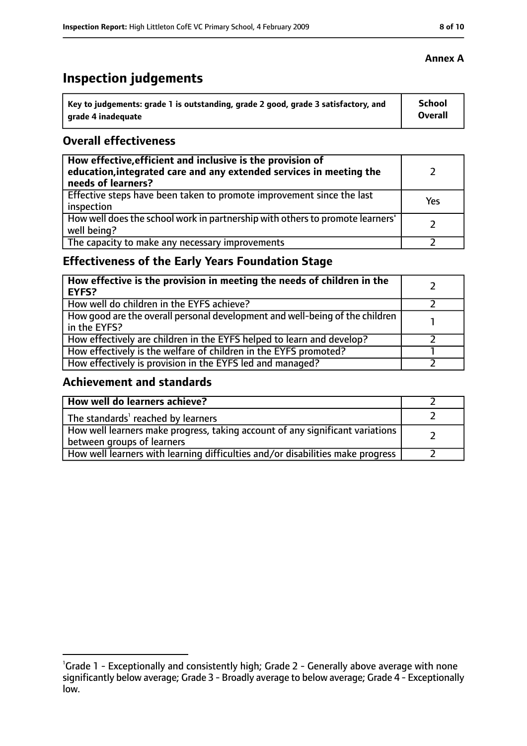**Annex A**

# Inspection judgements

| Key to judgements: grade 1 is outstanding, grade 2 good, grade 3 satisfactory, and grade 4 inadequate | School Overall |
| --- | --- |

## Overall effectiveness

| How effective, efficient and inclusive is the provision of education, integrated care and any extended services in meeting the needs of learners? | 2 |
| --- | --- |
| Effective steps have been taken to promote improvement since the last inspection | Yes |
| How well does the school work in partnership with others to promote learners' well being? | 2 |
| The capacity to make any necessary improvements | 2 |

## Effectiveness of the Early Years Foundation Stage

| How effective is the provision in meeting the needs of children in the EYFS? | 2 |
| --- | --- |
| How well do children in the EYFS achieve? | 2 |
| How good are the overall personal development and well-being of the children in the EYFS? | 1 |
| How effectively are children in the EYFS helped to learn and develop? | 2 |
| How effectively is the welfare of children in the EYFS promoted? | 1 |
| How effectively is provision in the EYFS led and managed? | 2 |

## Achievement and standards

| How well do learners achieve? | 2 |
| --- | --- |
| The standards[1] reached by learners | 2 |
| How well learners make progress, taking account of any significant variations between groups of learners | 2 |
| How well learners with learning difficulties and/or disabilities make progress | 2 |

[1]Grade 1 - Exceptionally and consistently high; Grade 2 - Generally above average with none significantly below average; Grade 3 - Broadly average to below average; Grade 4 - Exceptionally low.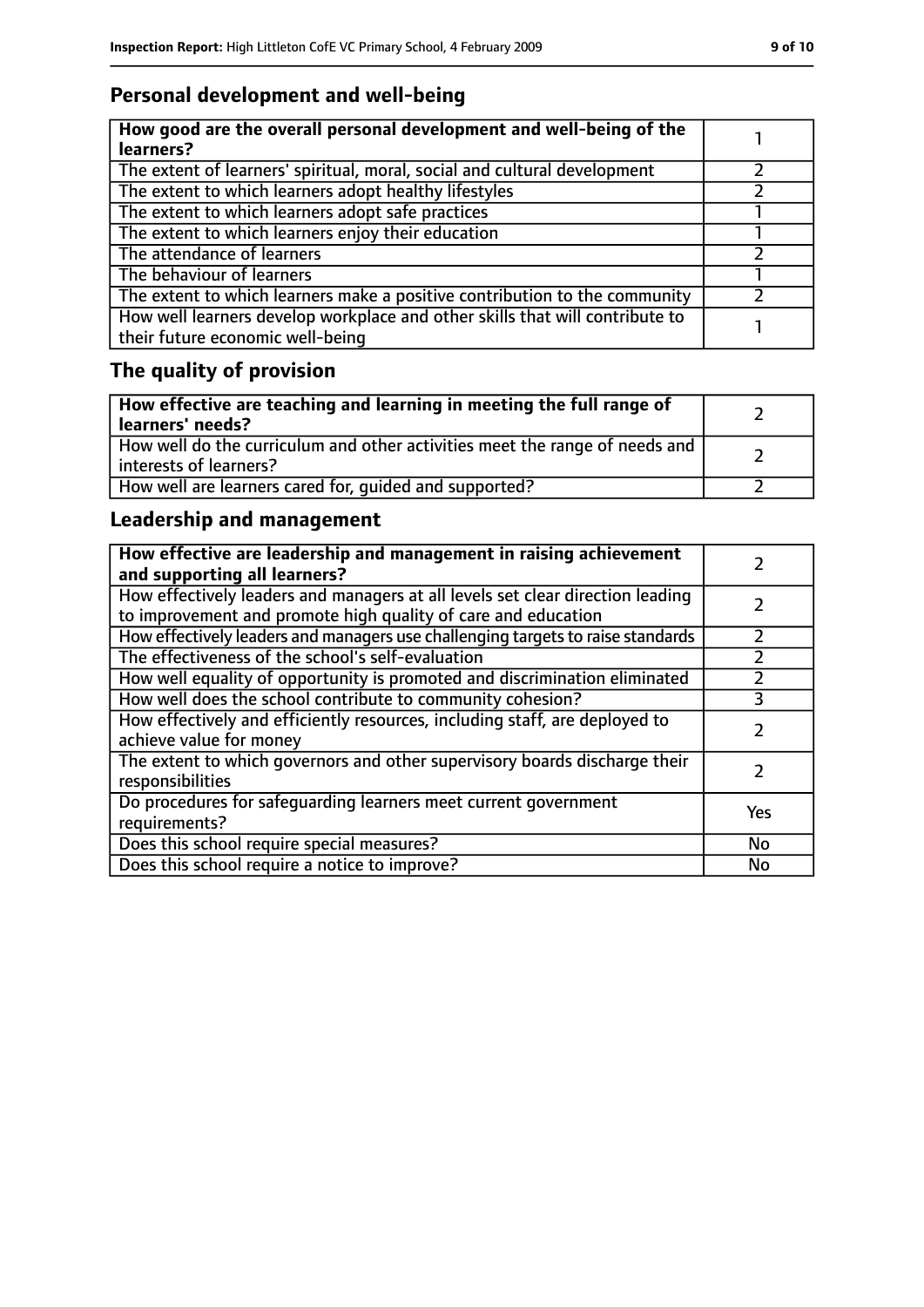## Personal development and well-being

| How good are the overall personal development and well-being of the learners? | 1 |
|---|---|
| The extent of learners' spiritual, moral, social and cultural development | 2 |
| The extent to which learners adopt healthy lifestyles | 2 |
| The extent to which learners adopt safe practices | 1 |
| The extent to which learners enjoy their education | 1 |
| The attendance of learners | 2 |
| The behaviour of learners | 1 |
| The extent to which learners make a positive contribution to the community | 2 |
| How well learners develop workplace and other skills that will contribute to their future economic well-being | 1 |

## The quality of provision

| How effective are teaching and learning in meeting the full range of learners' needs? | 2 |
|---|---|
| How well do the curriculum and other activities meet the range of needs and interests of learners? | 2 |
| How well are learners cared for, guided and supported? | 2 |

## Leadership and management

| How effective are leadership and management in raising achievement and supporting all learners? | 2 |
|---|---|
| How effectively leaders and managers at all levels set clear direction leading to improvement and promote high quality of care and education | 2 |
| How effectively leaders and managers use challenging targets to raise standards | 2 |
| The effectiveness of the school's self-evaluation | 2 |
| How well equality of opportunity is promoted and discrimination eliminated | 2 |
| How well does the school contribute to community cohesion? | 3 |
| How effectively and efficiently resources, including staff, are deployed to achieve value for money | 2 |
| The extent to which governors and other supervisory boards discharge their responsibilities | 2 |
| Do procedures for safeguarding learners meet current government requirements? | Yes |
| Does this school require special measures? | No |
| Does this school require a notice to improve? | No |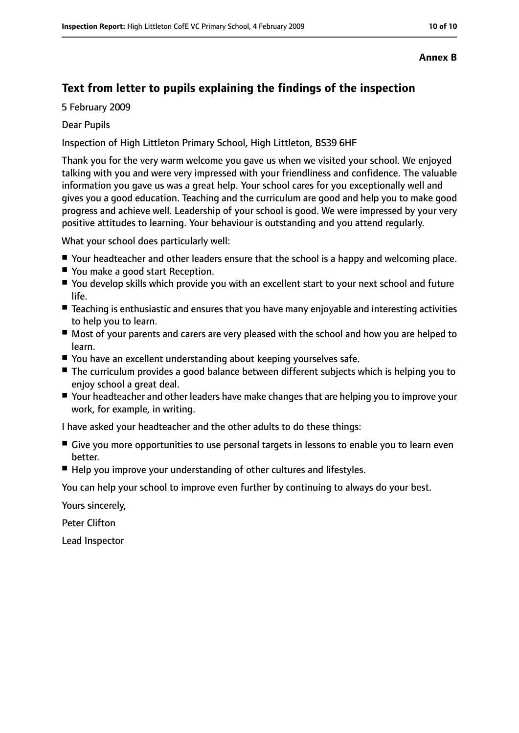**Annex B**

## Text from letter to pupils explaining the findings of the inspection

5 February 2009

Dear Pupils

Inspection of High Littleton Primary School, High Littleton, BS39 6HF

Thank you for the very warm welcome you gave us when we visited your school. We enjoyed talking with you and were very impressed with your friendliness and confidence. The valuable information you gave us was a great help. Your school cares for you exceptionally well and gives you a good education. Teaching and the curriculum are good and help you to make good progress and achieve well. Leadership of your school is good. We were impressed by your very positive attitudes to learning. Your behaviour is outstanding and you attend regularly.

What your school does particularly well:

- Your headteacher and other leaders ensure that the school is a happy and welcoming place.
- You make a good start Reception.
- You develop skills which provide you with an excellent start to your next school and future life.
- Teaching is enthusiastic and ensures that you have many enjoyable and interesting activities to help you to learn.
- Most of your parents and carers are very pleased with the school and how you are helped to learn.
- You have an excellent understanding about keeping yourselves safe.
- The curriculum provides a good balance between different subjects which is helping you to enjoy school a great deal.
- Your headteacher and other leaders have make changes that are helping you to improve your work, for example, in writing.

I have asked your headteacher and the other adults to do these things:

- Give you more opportunities to use personal targets in lessons to enable you to learn even better.
- Help you improve your understanding of other cultures and lifestyles.

You can help your school to improve even further by continuing to always do your best.

Yours sincerely,

Peter Clifton

Lead Inspector